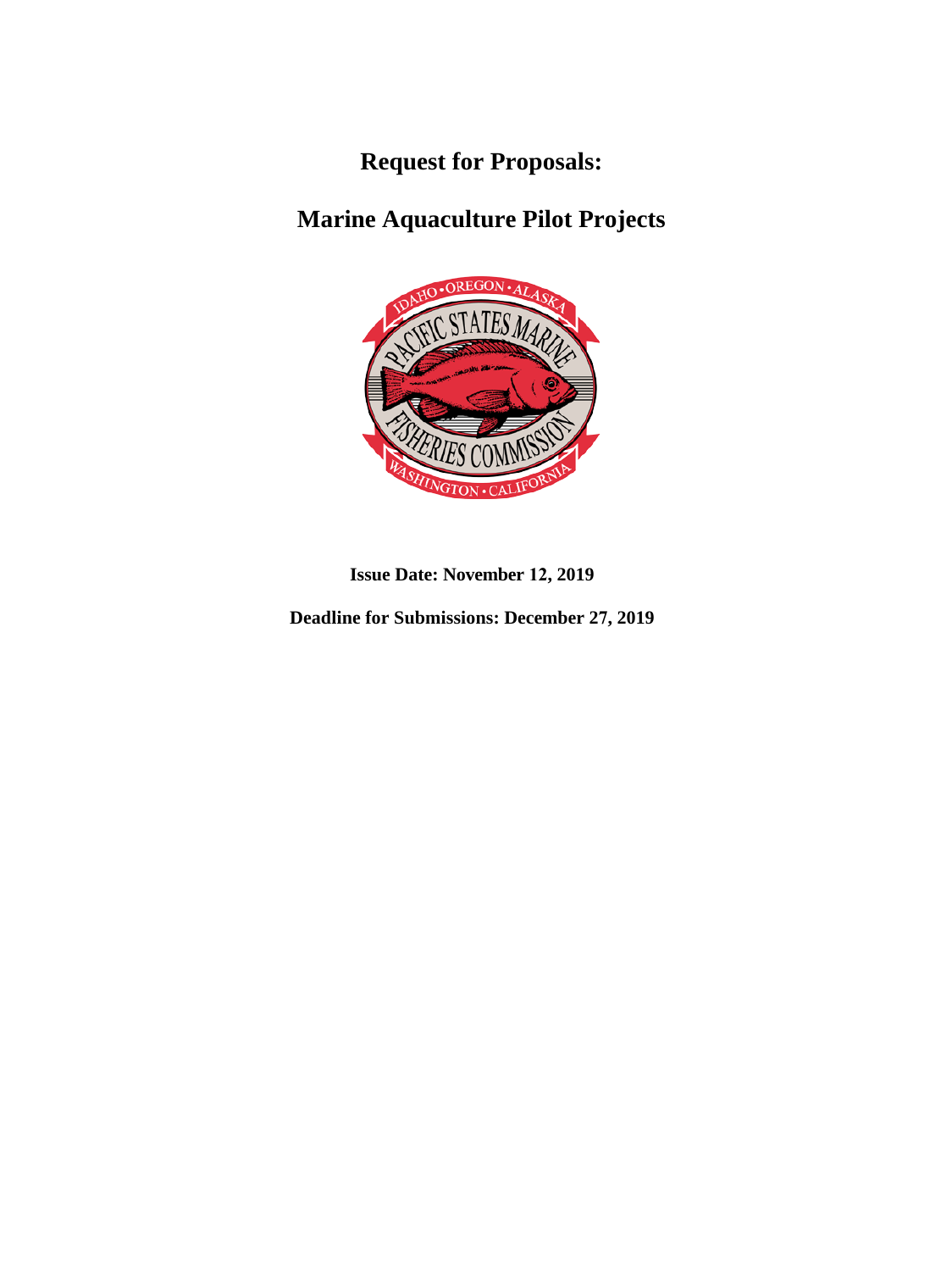# Request for Proposals:

# Marine Aquaculture Pilot Projects

**Issue Date: November 12, 2019**

**Deadline for Submissions: December 27, 2019**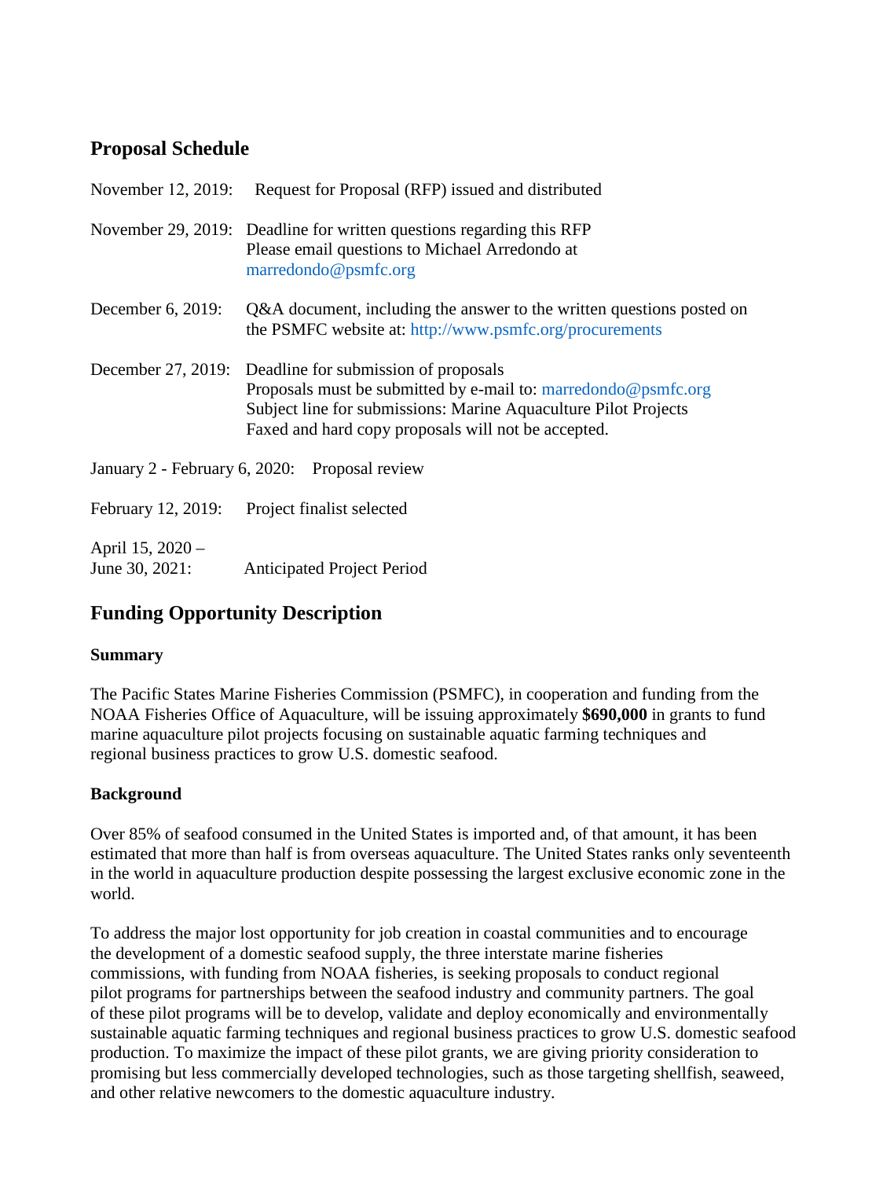## Proposal Schedule

November 12, 2019: Request for Proposal (RFP) issued and distributed

November 29, 2019: Deadline for written questions regarding this RFP
Please email questions to Michael Arredondo at
marredondo@psmfc.org

December 6, 2019: Q&A document, including the answer to the written questions posted on the PSMFC website at: http://www.psmfc.org/procurements

December 27, 2019: Deadline for submission of proposals
Proposals must be submitted by e-mail to: marredondo@psmfc.org
Subject line for submissions: Marine Aquaculture Pilot Projects
Faxed and hard copy proposals will not be accepted.

January 2 - February 6, 2020: Proposal review

February 12, 2019: Project finalist selected

April 15, 2020 –
June 30, 2021: Anticipated Project Period

## Funding Opportunity Description

### Summary

The Pacific States Marine Fisheries Commission (PSMFC), in cooperation and funding from the NOAA Fisheries Office of Aquaculture, will be issuing approximately **$690,000** in grants to fund marine aquaculture pilot projects focusing on sustainable aquatic farming techniques and regional business practices to grow U.S. domestic seafood.

### Background

Over 85% of seafood consumed in the United States is imported and, of that amount, it has been estimated that more than half is from overseas aquaculture. The United States ranks only seventeenth in the world in aquaculture production despite possessing the largest exclusive economic zone in the world.

To address the major lost opportunity for job creation in coastal communities and to encourage the development of a domestic seafood supply, the three interstate marine fisheries commissions, with funding from NOAA fisheries, is seeking proposals to conduct regional pilot programs for partnerships between the seafood industry and community partners. The goal of these pilot programs will be to develop, validate and deploy economically and environmentally sustainable aquatic farming techniques and regional business practices to grow U.S. domestic seafood production. To maximize the impact of these pilot grants, we are giving priority consideration to promising but less commercially developed technologies, such as those targeting shellfish, seaweed, and other relative newcomers to the domestic aquaculture industry.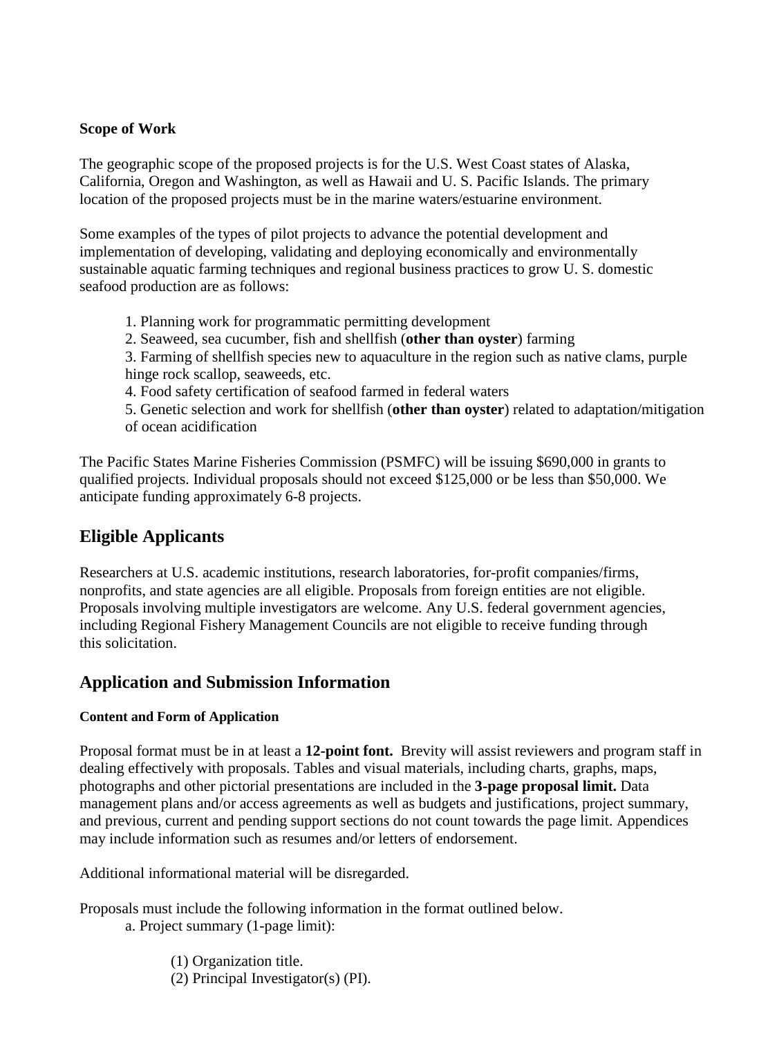**Scope of Work**

The geographic scope of the proposed projects is for the U.S. West Coast states of Alaska, California, Oregon and Washington, as well as Hawaii and U. S. Pacific Islands. The primary location of the proposed projects must be in the marine waters/estuarine environment.

Some examples of the types of pilot projects to advance the potential development and implementation of developing, validating and deploying economically and environmentally sustainable aquatic farming techniques and regional business practices to grow U. S. domestic seafood production are as follows:

1. Planning work for programmatic permitting development
2. Seaweed, sea cucumber, fish and shellfish (**other than oyster**) farming
3. Farming of shellfish species new to aquaculture in the region such as native clams, purple hinge rock scallop, seaweeds, etc.
4. Food safety certification of seafood farmed in federal waters
5. Genetic selection and work for shellfish (**other than oyster**) related to adaptation/mitigation of ocean acidification

The Pacific States Marine Fisheries Commission (PSMFC) will be issuing $690,000 in grants to qualified projects. Individual proposals should not exceed $125,000 or be less than $50,000. We anticipate funding approximately 6-8 projects.

## Eligible Applicants

Researchers at U.S. academic institutions, research laboratories, for-profit companies/firms, nonprofits, and state agencies are all eligible. Proposals from foreign entities are not eligible. Proposals involving multiple investigators are welcome. Any U.S. federal government agencies, including Regional Fishery Management Councils are not eligible to receive funding through this solicitation.

## Application and Submission Information

**Content and Form of Application**

Proposal format must be in at least a **12-point font.** Brevity will assist reviewers and program staff in dealing effectively with proposals. Tables and visual materials, including charts, graphs, maps, photographs and other pictorial presentations are included in the **3-page proposal limit.** Data management plans and/or access agreements as well as budgets and justifications, project summary, and previous, current and pending support sections do not count towards the page limit. Appendices may include information such as resumes and/or letters of endorsement.

Additional informational material will be disregarded.

Proposals must include the following information in the format outlined below.

a. Project summary (1-page limit):

(1) Organization title.
(2) Principal Investigator(s) (PI).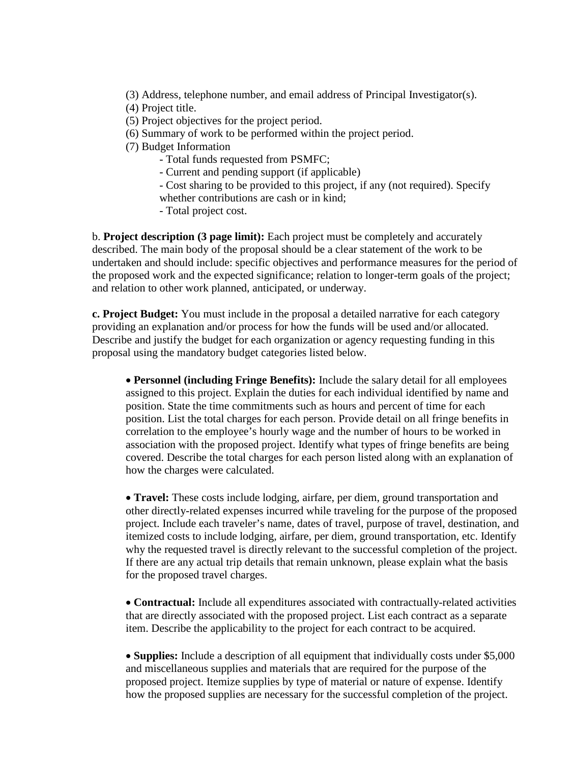(3) Address, telephone number, and email address of Principal Investigator(s).
(4) Project title.
(5) Project objectives for the project period.
(6) Summary of work to be performed within the project period.
(7) Budget Information

- Total funds requested from PSMFC;
- Current and pending support (if applicable)
- Cost sharing to be provided to this project, if any (not required). Specify whether contributions are cash or in kind;
- Total project cost.

b. **Project description (3 page limit):** Each project must be completely and accurately described. The main body of the proposal should be a clear statement of the work to be undertaken and should include: specific objectives and performance measures for the period of the proposed work and the expected significance; relation to longer-term goals of the project; and relation to other work planned, anticipated, or underway.

**c. Project Budget:** You must include in the proposal a detailed narrative for each category providing an explanation and/or process for how the funds will be used and/or allocated. Describe and justify the budget for each organization or agency requesting funding in this proposal using the mandatory budget categories listed below.

- **Personnel (including Fringe Benefits):** Include the salary detail for all employees assigned to this project. Explain the duties for each individual identified by name and position. State the time commitments such as hours and percent of time for each position. List the total charges for each person. Provide detail on all fringe benefits in correlation to the employee's hourly wage and the number of hours to be worked in association with the proposed project. Identify what types of fringe benefits are being covered. Describe the total charges for each person listed along with an explanation of how the charges were calculated.

- **Travel:** These costs include lodging, airfare, per diem, ground transportation and other directly-related expenses incurred while traveling for the purpose of the proposed project. Include each traveler's name, dates of travel, purpose of travel, destination, and itemized costs to include lodging, airfare, per diem, ground transportation, etc. Identify why the requested travel is directly relevant to the successful completion of the project. If there are any actual trip details that remain unknown, please explain what the basis for the proposed travel charges.

- **Contractual:** Include all expenditures associated with contractually-related activities that are directly associated with the proposed project. List each contract as a separate item. Describe the applicability to the project for each contract to be acquired.

- **Supplies:** Include a description of all equipment that individually costs under $5,000 and miscellaneous supplies and materials that are required for the purpose of the proposed project. Itemize supplies by type of material or nature of expense. Identify how the proposed supplies are necessary for the successful completion of the project.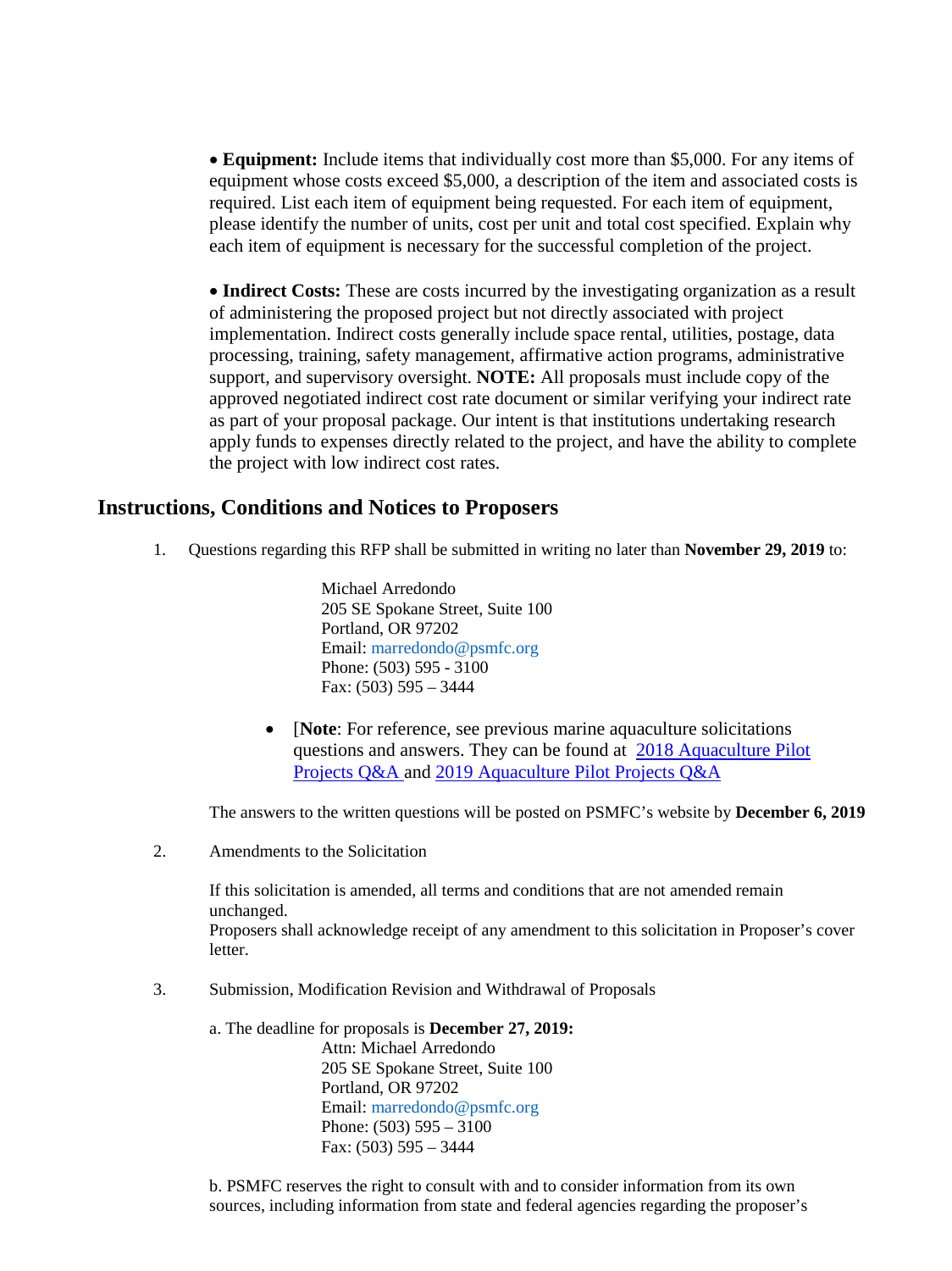- **Equipment:** Include items that individually cost more than $5,000. For any items of equipment whose costs exceed $5,000, a description of the item and associated costs is required. List each item of equipment being requested. For each item of equipment, please identify the number of units, cost per unit and total cost specified. Explain why each item of equipment is necessary for the successful completion of the project.

- **Indirect Costs:** These are costs incurred by the investigating organization as a result of administering the proposed project but not directly associated with project implementation. Indirect costs generally include space rental, utilities, postage, data processing, training, safety management, affirmative action programs, administrative support, and supervisory oversight. **NOTE:** All proposals must include copy of the approved negotiated indirect cost rate document or similar verifying your indirect rate as part of your proposal package. Our intent is that institutions undertaking research apply funds to expenses directly related to the project, and have the ability to complete the project with low indirect cost rates.

## Instructions, Conditions and Notices to Proposers

1. Questions regarding this RFP shall be submitted in writing no later than **November 29, 2019** to:

   Michael Arredondo
   205 SE Spokane Street, Suite 100
   Portland, OR 97202
   Email: marredondo@psmfc.org
   Phone: (503) 595 - 3100
   Fax: (503) 595 – 3444

   - [**Note**: For reference, see previous marine aquaculture solicitations questions and answers. They can be found at 2018 Aquaculture Pilot Projects Q&A and 2019 Aquaculture Pilot Projects Q&A

   The answers to the written questions will be posted on PSMFC's website by **December 6, 2019**

2. Amendments to the Solicitation

   If this solicitation is amended, all terms and conditions that are not amended remain unchanged.
   Proposers shall acknowledge receipt of any amendment to this solicitation in Proposer's cover letter.

3. Submission, Modification Revision and Withdrawal of Proposals

   a. The deadline for proposals is **December 27, 2019:**
   Attn: Michael Arredondo
   205 SE Spokane Street, Suite 100
   Portland, OR 97202
   Email: marredondo@psmfc.org
   Phone: (503) 595 – 3100
   Fax: (503) 595 – 3444

   b. PSMFC reserves the right to consult with and to consider information from its own sources, including information from state and federal agencies regarding the proposer's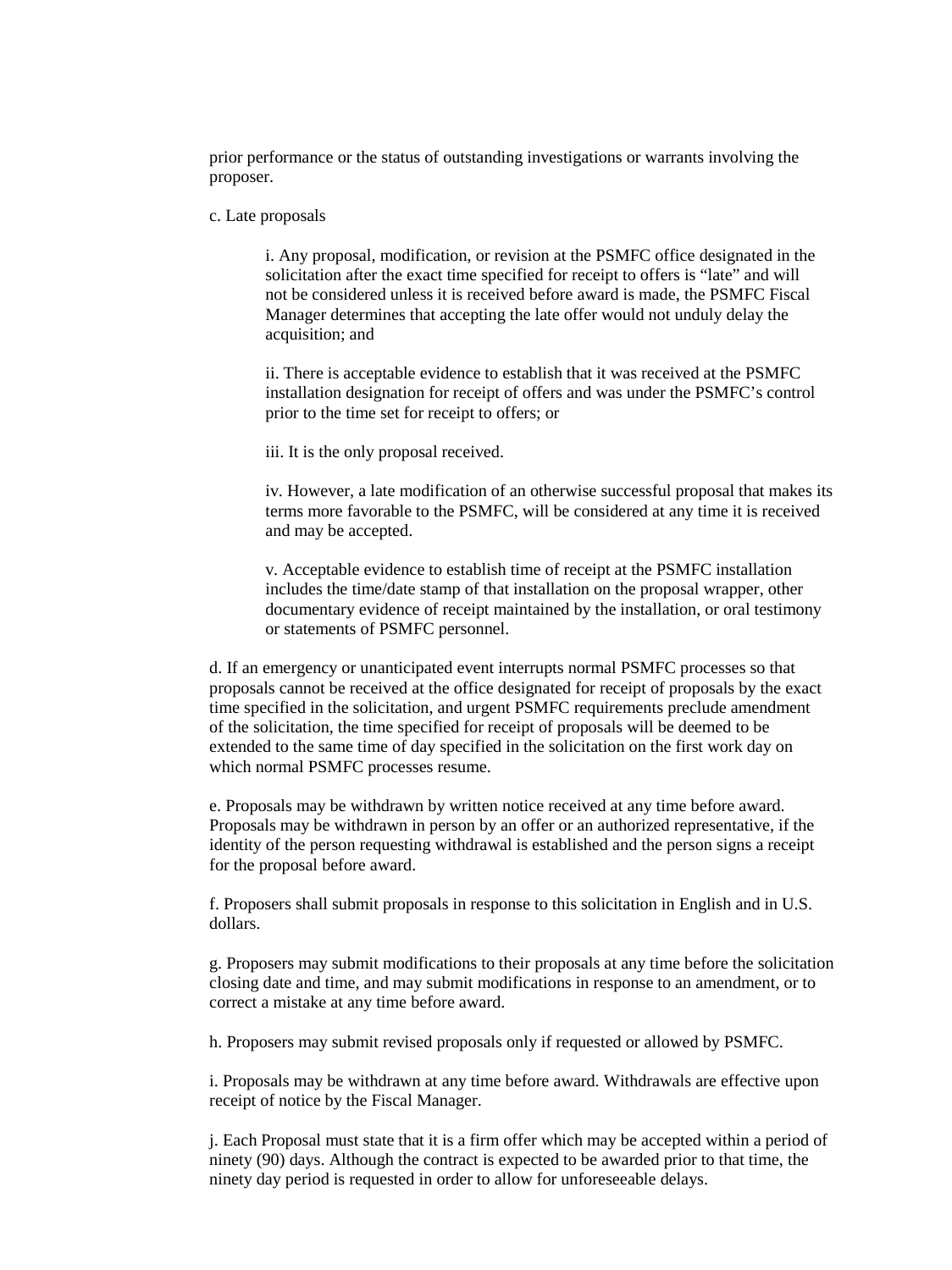prior performance or the status of outstanding investigations or warrants involving the proposer.

c. Late proposals

i. Any proposal, modification, or revision at the PSMFC office designated in the solicitation after the exact time specified for receipt to offers is "late" and will not be considered unless it is received before award is made, the PSMFC Fiscal Manager determines that accepting the late offer would not unduly delay the acquisition; and

ii. There is acceptable evidence to establish that it was received at the PSMFC installation designation for receipt of offers and was under the PSMFC's control prior to the time set for receipt to offers; or

iii. It is the only proposal received.

iv. However, a late modification of an otherwise successful proposal that makes its terms more favorable to the PSMFC, will be considered at any time it is received and may be accepted.

v. Acceptable evidence to establish time of receipt at the PSMFC installation includes the time/date stamp of that installation on the proposal wrapper, other documentary evidence of receipt maintained by the installation, or oral testimony or statements of PSMFC personnel.

d. If an emergency or unanticipated event interrupts normal PSMFC processes so that proposals cannot be received at the office designated for receipt of proposals by the exact time specified in the solicitation, and urgent PSMFC requirements preclude amendment of the solicitation, the time specified for receipt of proposals will be deemed to be extended to the same time of day specified in the solicitation on the first work day on which normal PSMFC processes resume.

e. Proposals may be withdrawn by written notice received at any time before award. Proposals may be withdrawn in person by an offer or an authorized representative, if the identity of the person requesting withdrawal is established and the person signs a receipt for the proposal before award.

f. Proposers shall submit proposals in response to this solicitation in English and in U.S. dollars.

g. Proposers may submit modifications to their proposals at any time before the solicitation closing date and time, and may submit modifications in response to an amendment, or to correct a mistake at any time before award.

h. Proposers may submit revised proposals only if requested or allowed by PSMFC.

i. Proposals may be withdrawn at any time before award. Withdrawals are effective upon receipt of notice by the Fiscal Manager.

j. Each Proposal must state that it is a firm offer which may be accepted within a period of ninety (90) days. Although the contract is expected to be awarded prior to that time, the ninety day period is requested in order to allow for unforeseeable delays.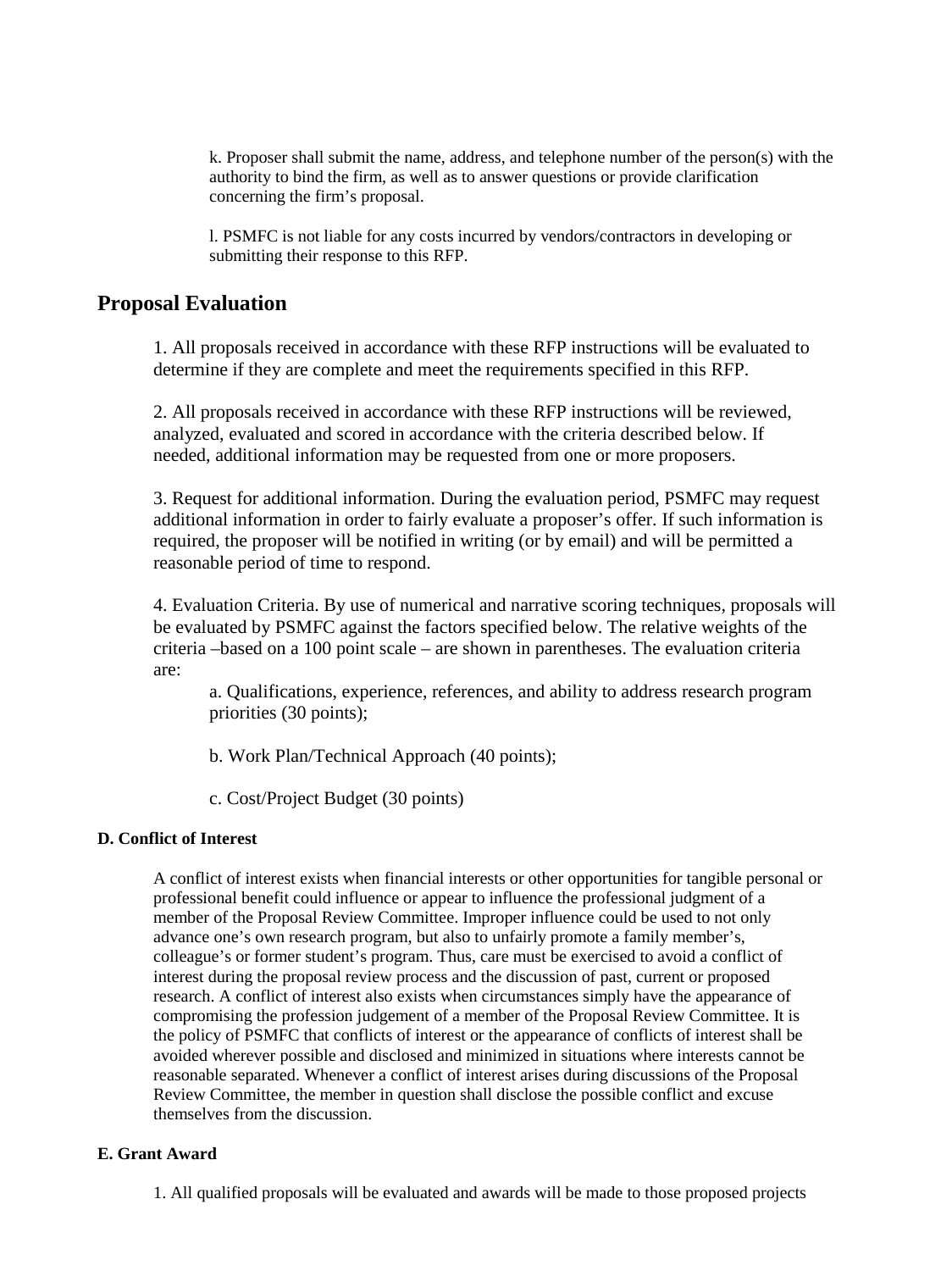k. Proposer shall submit the name, address, and telephone number of the person(s) with the authority to bind the firm, as well as to answer questions or provide clarification concerning the firm's proposal.

l. PSMFC is not liable for any costs incurred by vendors/contractors in developing or submitting their response to this RFP.

## Proposal Evaluation

1. All proposals received in accordance with these RFP instructions will be evaluated to determine if they are complete and meet the requirements specified in this RFP.

2. All proposals received in accordance with these RFP instructions will be reviewed, analyzed, evaluated and scored in accordance with the criteria described below. If needed, additional information may be requested from one or more proposers.

3. Request for additional information. During the evaluation period, PSMFC may request additional information in order to fairly evaluate a proposer's offer. If such information is required, the proposer will be notified in writing (or by email) and will be permitted a reasonable period of time to respond.

4. Evaluation Criteria. By use of numerical and narrative scoring techniques, proposals will be evaluated by PSMFC against the factors specified below. The relative weights of the criteria –based on a 100 point scale – are shown in parentheses. The evaluation criteria are:

   a. Qualifications, experience, references, and ability to address research program priorities (30 points);

   b. Work Plan/Technical Approach (40 points);

   c. Cost/Project Budget (30 points)

#### D. Conflict of Interest

A conflict of interest exists when financial interests or other opportunities for tangible personal or professional benefit could influence or appear to influence the professional judgment of a member of the Proposal Review Committee. Improper influence could be used to not only advance one's own research program, but also to unfairly promote a family member's, colleague's or former student's program. Thus, care must be exercised to avoid a conflict of interest during the proposal review process and the discussion of past, current or proposed research. A conflict of interest also exists when circumstances simply have the appearance of compromising the profession judgement of a member of the Proposal Review Committee. It is the policy of PSMFC that conflicts of interest or the appearance of conflicts of interest shall be avoided wherever possible and disclosed and minimized in situations where interests cannot be reasonable separated. Whenever a conflict of interest arises during discussions of the Proposal Review Committee, the member in question shall disclose the possible conflict and excuse themselves from the discussion.

#### E. Grant Award

1. All qualified proposals will be evaluated and awards will be made to those proposed projects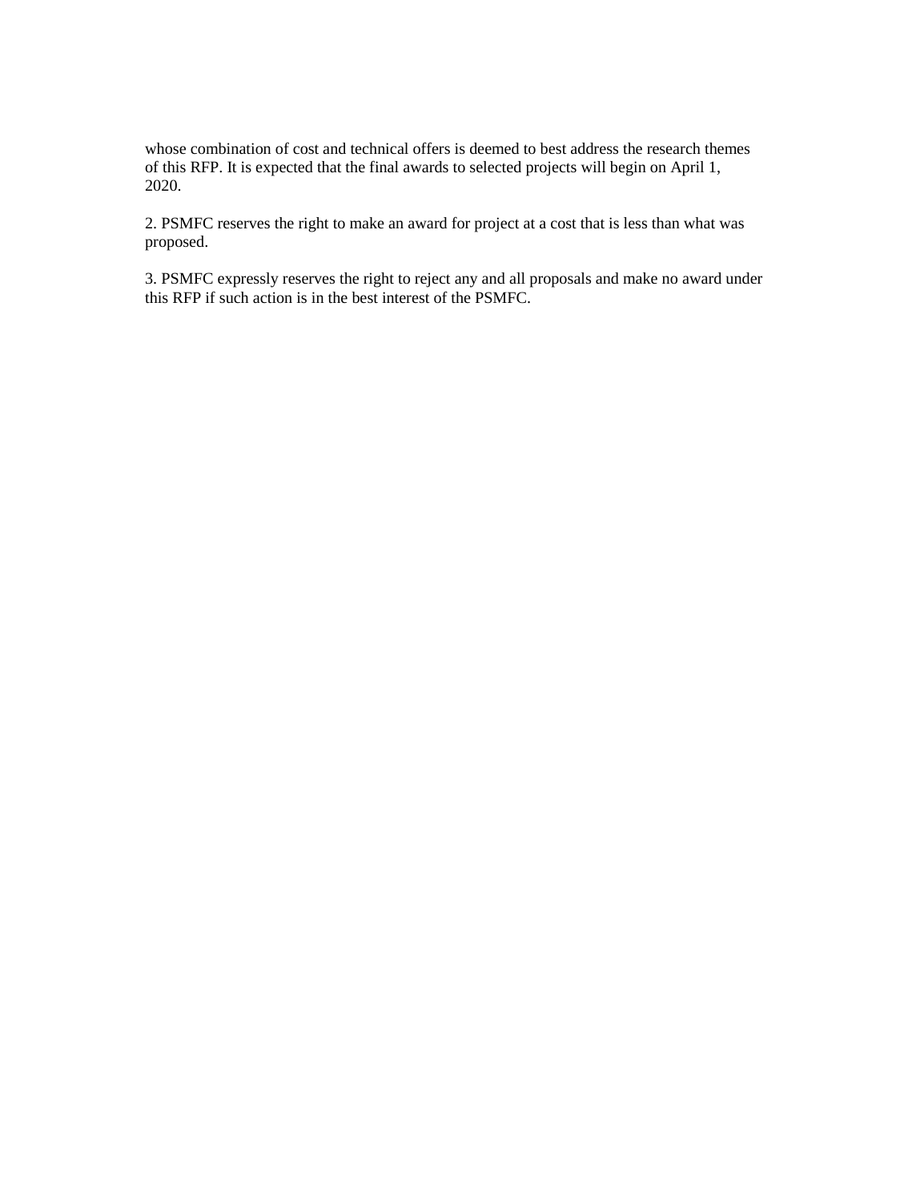whose combination of cost and technical offers is deemed to best address the research themes of this RFP. It is expected that the final awards to selected projects will begin on April 1, 2020.

2. PSMFC reserves the right to make an award for project at a cost that is less than what was proposed.

3. PSMFC expressly reserves the right to reject any and all proposals and make no award under this RFP if such action is in the best interest of the PSMFC.